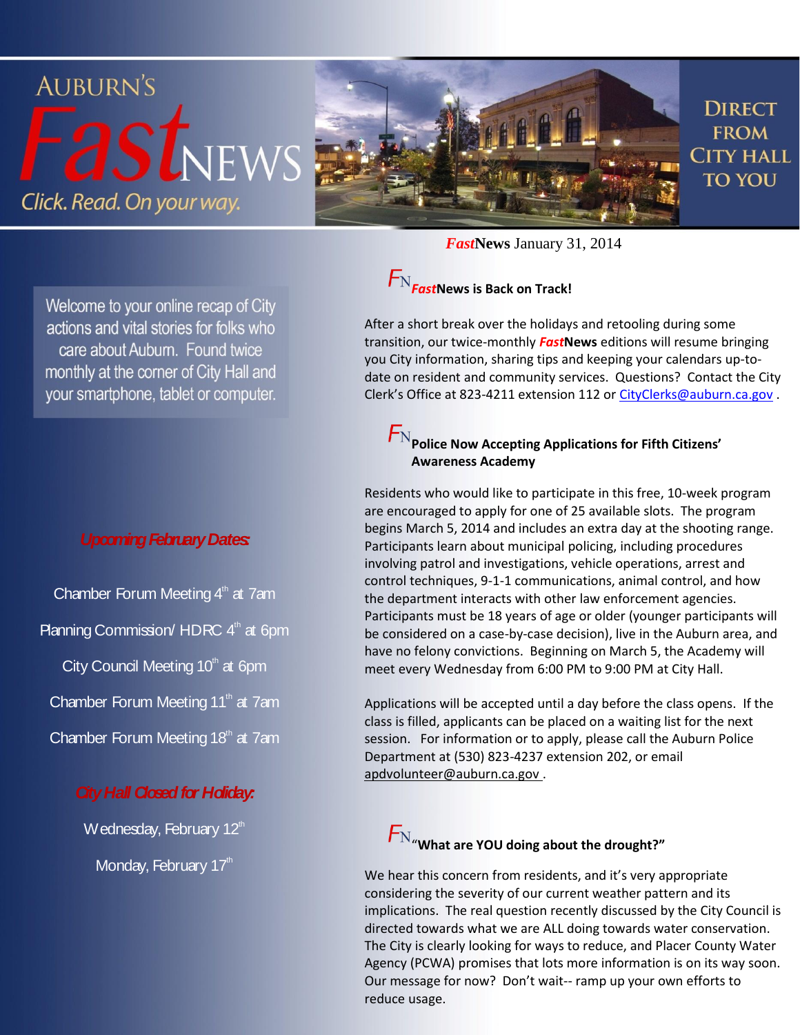# AUBURN'S *Fast*NEWS

*Click. Read. On your way.*

DIRECT FROM CITY HALL TO YOU

***Fast*News** January 31, 2014

Welcome to your online recap of City actions and vital stories for folks who care about Auburn. Found twice monthly at the corner of City Hall and your smartphone, tablet or computer.

***Upcoming February Dates:***

Chamber Forum Meeting 4th at 7am

Planning Commission/ HDRC 4th at 6pm

City Council Meeting 10th at 6pm

Chamber Forum Meeting 11th at 7am

Chamber Forum Meeting 18th at 7am

***City Hall Closed for Holiday:***

Wednesday, February 12th

Monday, February 17th

## FN ***Fast*News is Back on Track!**

After a short break over the holidays and retooling during some transition, our twice-monthly ***Fast*News** editions will resume bringing you City information, sharing tips and keeping your calendars up-to-date on resident and community services. Questions? Contact the City Clerk's Office at 823-4211 extension 112 or CityClerks@auburn.ca.gov .

## FN **Police Now Accepting Applications for Fifth Citizens' Awareness Academy**

Residents who would like to participate in this free, 10-week program are encouraged to apply for one of 25 available slots. The program begins March 5, 2014 and includes an extra day at the shooting range. Participants learn about municipal policing, including procedures involving patrol and investigations, vehicle operations, arrest and control techniques, 9-1-1 communications, animal control, and how the department interacts with other law enforcement agencies. Participants must be 18 years of age or older (younger participants will be considered on a case-by-case decision), live in the Auburn area, and have no felony convictions. Beginning on March 5, the Academy will meet every Wednesday from 6:00 PM to 9:00 PM at City Hall.

Applications will be accepted until a day before the class opens. If the class is filled, applicants can be placed on a waiting list for the next session. For information or to apply, please call the Auburn Police Department at (530) 823-4237 extension 202, or email apdvolunteer@auburn.ca.gov .

## FN **"What are YOU doing about the drought?"**

We hear this concern from residents, and it's very appropriate considering the severity of our current weather pattern and its implications. The real question recently discussed by the City Council is directed towards what we are ALL doing towards water conservation. The City is clearly looking for ways to reduce, and Placer County Water Agency (PCWA) promises that lots more information is on its way soon. Our message for now? Don't wait-- ramp up your own efforts to reduce usage.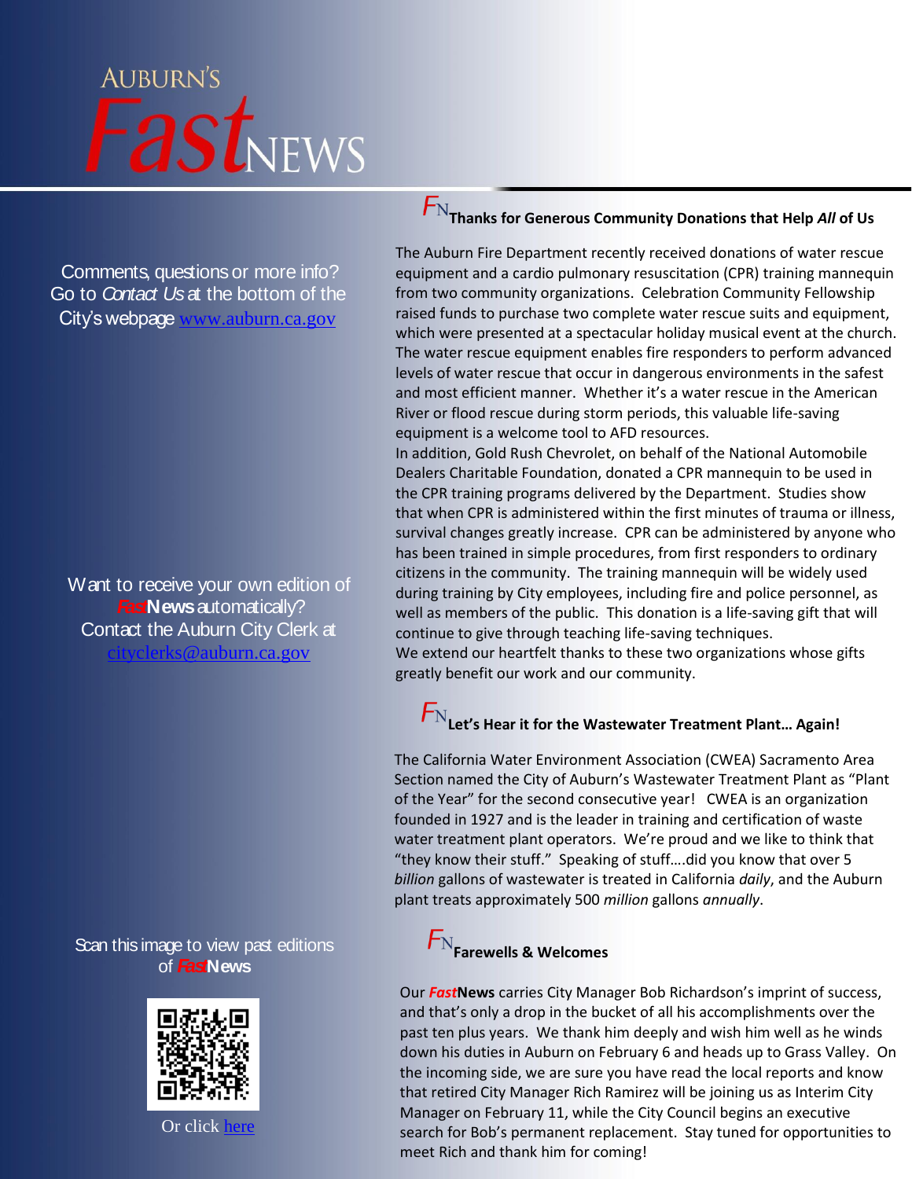# AUBURN'S *Fast*NEWS

Comments, questions or more info? Go to *Contact Us* at the bottom of the City's webpage www.auburn.ca.gov

Want to receive your own edition of ***Fast*News** automatically? Contact the Auburn City Clerk at cityclerks@auburn.ca.gov

Scan this image to view past editions of ***Fast*News**

Or click here

## FN Thanks for Generous Community Donations that Help *All* of Us

The Auburn Fire Department recently received donations of water rescue equipment and a cardio pulmonary resuscitation (CPR) training mannequin from two community organizations. Celebration Community Fellowship raised funds to purchase two complete water rescue suits and equipment, which were presented at a spectacular holiday musical event at the church. The water rescue equipment enables fire responders to perform advanced levels of water rescue that occur in dangerous environments in the safest and most efficient manner. Whether it's a water rescue in the American River or flood rescue during storm periods, this valuable life-saving equipment is a welcome tool to AFD resources.

In addition, Gold Rush Chevrolet, on behalf of the National Automobile Dealers Charitable Foundation, donated a CPR mannequin to be used in the CPR training programs delivered by the Department. Studies show that when CPR is administered within the first minutes of trauma or illness, survival changes greatly increase. CPR can be administered by anyone who has been trained in simple procedures, from first responders to ordinary citizens in the community. The training mannequin will be widely used during training by City employees, including fire and police personnel, as well as members of the public. This donation is a life-saving gift that will continue to give through teaching life-saving techniques.

We extend our heartfelt thanks to these two organizations whose gifts greatly benefit our work and our community.

## FN Let's Hear it for the Wastewater Treatment Plant… Again!

The California Water Environment Association (CWEA) Sacramento Area Section named the City of Auburn's Wastewater Treatment Plant as "Plant of the Year" for the second consecutive year! CWEA is an organization founded in 1927 and is the leader in training and certification of waste water treatment plant operators. We're proud and we like to think that "they know their stuff." Speaking of stuff….did you know that over 5 *billion* gallons of wastewater is treated in California *daily*, and the Auburn plant treats approximately 500 *million* gallons *annually*.

## FN Farewells & Welcomes

Our ***Fast*News** carries City Manager Bob Richardson's imprint of success, and that's only a drop in the bucket of all his accomplishments over the past ten plus years. We thank him deeply and wish him well as he winds down his duties in Auburn on February 6 and heads up to Grass Valley. On the incoming side, we are sure you have read the local reports and know that retired City Manager Rich Ramirez will be joining us as Interim City Manager on February 11, while the City Council begins an executive search for Bob's permanent replacement. Stay tuned for opportunities to meet Rich and thank him for coming!